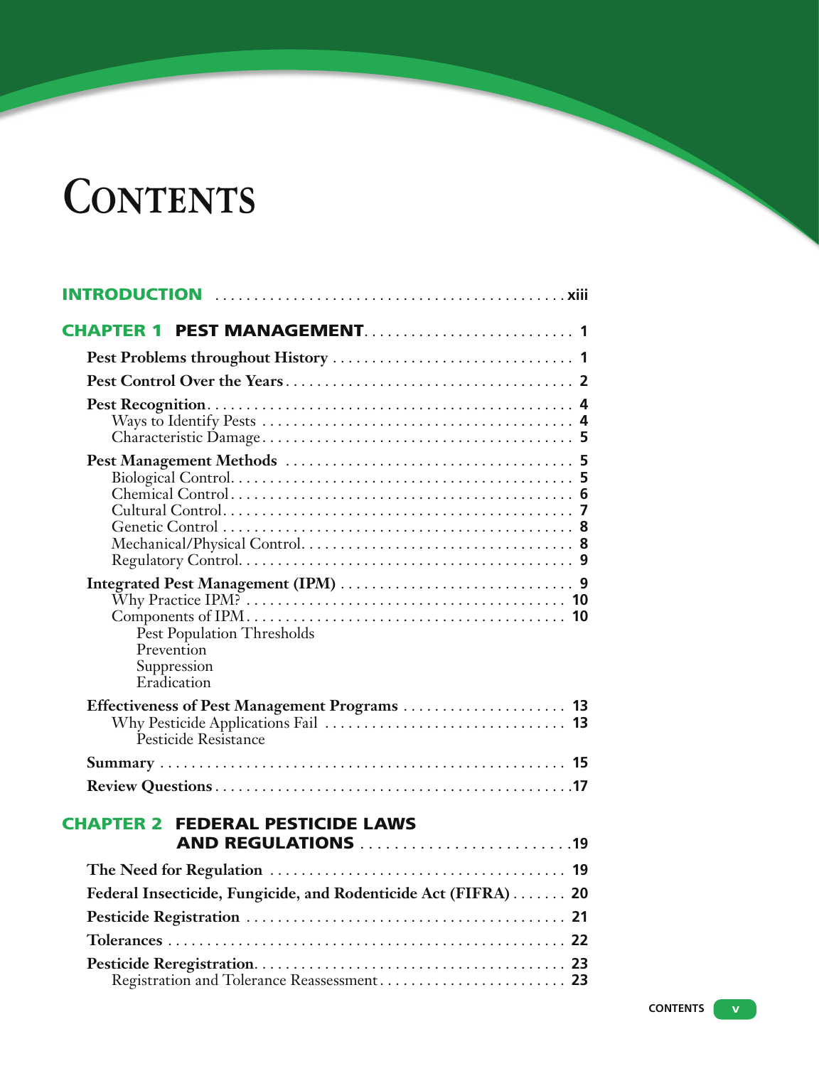# CONTENTS

**INTRODUCTION** .......... xiii

## CHAPTER 1 PEST MANAGEMENT .......... 1

**Pest Problems throughout History** .......... 1

**Pest Control Over the Years** .......... 2

**Pest Recognition** .......... 4
- Ways to Identify Pests .......... 4
- Characteristic Damage .......... 5

**Pest Management Methods** .......... 5
- Biological Control .......... 5
- Chemical Control .......... 6
- Cultural Control .......... 7
- Genetic Control .......... 8
- Mechanical/Physical Control .......... 8
- Regulatory Control .......... 9

**Integrated Pest Management (IPM)** .......... 9
- Why Practice IPM? .......... 10
- Components of IPM .......... 10
  - Pest Population Thresholds
  - Prevention
  - Suppression
  - Eradication

**Effectiveness of Pest Management Programs** .......... 13
- Why Pesticide Applications Fail .......... 13
  - Pesticide Resistance

**Summary** .......... 15

**Review Questions** .......... 17

## CHAPTER 2 FEDERAL PESTICIDE LAWS AND REGULATIONS .......... 19

**The Need for Regulation** .......... 19

**Federal Insecticide, Fungicide, and Rodenticide Act (FIFRA)** .......... 20

**Pesticide Registration** .......... 21

**Tolerances** .......... 22

**Pesticide Reregistration** .......... 23
- Registration and Tolerance Reassessment .......... 23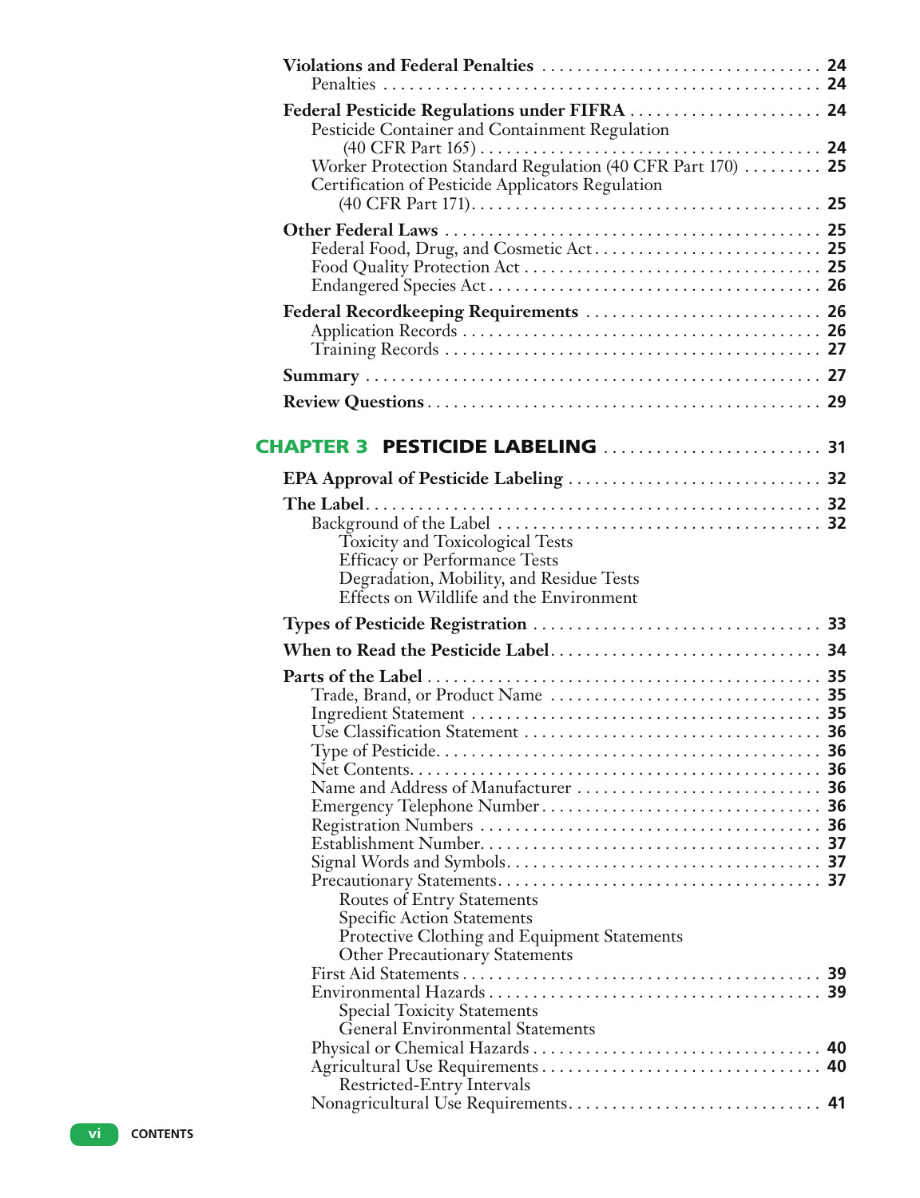**Violations and Federal Penalties** . . . . . . . . . . . . . . . . . . . . . . . . . . . . . . . . . 24
Penalties . . . . . . . . . . . . . . . . . . . . . . . . . . . . . . . . . . . . . . . . . . . . . . . . . . . 24

**Federal Pesticide Regulations under FIFRA** . . . . . . . . . . . . . . . . . . . . . . 24
Pesticide Container and Containment Regulation (40 CFR Part 165) . . . . . . . . . . . . . . . . . . . . . . . . . . . . . . . . . . . . . . 24
Worker Protection Standard Regulation (40 CFR Part 170) . . . . . . . . . 25
Certification of Pesticide Applicators Regulation (40 CFR Part 171). . . . . . . . . . . . . . . . . . . . . . . . . . . . . . . . . . . . . . . 25

**Other Federal Laws** . . . . . . . . . . . . . . . . . . . . . . . . . . . . . . . . . . . . . . . . . . . 25
Federal Food, Drug, and Cosmetic Act . . . . . . . . . . . . . . . . . . . . . . . . . . 25
Food Quality Protection Act . . . . . . . . . . . . . . . . . . . . . . . . . . . . . . . . . . 25
Endangered Species Act . . . . . . . . . . . . . . . . . . . . . . . . . . . . . . . . . . . . . 26

**Federal Recordkeeping Requirements** . . . . . . . . . . . . . . . . . . . . . . . . . . . 26
Application Records . . . . . . . . . . . . . . . . . . . . . . . . . . . . . . . . . . . . . . . . . 26
Training Records . . . . . . . . . . . . . . . . . . . . . . . . . . . . . . . . . . . . . . . . . . 27

**Summary** . . . . . . . . . . . . . . . . . . . . . . . . . . . . . . . . . . . . . . . . . . . . . . . . . . . 27

**Review Questions** . . . . . . . . . . . . . . . . . . . . . . . . . . . . . . . . . . . . . . . . . . . . 29

## CHAPTER 3 PESTICIDE LABELING . . . . . . . . . . . . . . . . . . . . . . . . . 31

**EPA Approval of Pesticide Labeling** . . . . . . . . . . . . . . . . . . . . . . . . . . . . . 32

**The Label** . . . . . . . . . . . . . . . . . . . . . . . . . . . . . . . . . . . . . . . . . . . . . . . . . . . 32
Background of the Label . . . . . . . . . . . . . . . . . . . . . . . . . . . . . . . . . . . . . 32
- Toxicity and Toxicological Tests
- Efficacy or Performance Tests
- Degradation, Mobility, and Residue Tests
- Effects on Wildlife and the Environment

**Types of Pesticide Registration** . . . . . . . . . . . . . . . . . . . . . . . . . . . . . . . . . 33

**When to Read the Pesticide Label** . . . . . . . . . . . . . . . . . . . . . . . . . . . . . . . 34

**Parts of the Label** . . . . . . . . . . . . . . . . . . . . . . . . . . . . . . . . . . . . . . . . . . . . 35
Trade, Brand, or Product Name . . . . . . . . . . . . . . . . . . . . . . . . . . . . . . . 35
Ingredient Statement . . . . . . . . . . . . . . . . . . . . . . . . . . . . . . . . . . . . . . . . 35
Use Classification Statement . . . . . . . . . . . . . . . . . . . . . . . . . . . . . . . . . 36
Type of Pesticide. . . . . . . . . . . . . . . . . . . . . . . . . . . . . . . . . . . . . . . . . . . 36
Net Contents. . . . . . . . . . . . . . . . . . . . . . . . . . . . . . . . . . . . . . . . . . . . . . 36
Name and Address of Manufacturer . . . . . . . . . . . . . . . . . . . . . . . . . . . . 36
Emergency Telephone Number. . . . . . . . . . . . . . . . . . . . . . . . . . . . . . . . 36
Registration Numbers . . . . . . . . . . . . . . . . . . . . . . . . . . . . . . . . . . . . . . . 36
Establishment Number. . . . . . . . . . . . . . . . . . . . . . . . . . . . . . . . . . . . . . 37
Signal Words and Symbols. . . . . . . . . . . . . . . . . . . . . . . . . . . . . . . . . . . 37
Precautionary Statements. . . . . . . . . . . . . . . . . . . . . . . . . . . . . . . . . . . . 37
- Routes of Entry Statements
- Specific Action Statements
- Protective Clothing and Equipment Statements
- Other Precautionary Statements

First Aid Statements . . . . . . . . . . . . . . . . . . . . . . . . . . . . . . . . . . . . . . . . 39
Environmental Hazards . . . . . . . . . . . . . . . . . . . . . . . . . . . . . . . . . . . . . 39
- Special Toxicity Statements
- General Environmental Statements

Physical or Chemical Hazards . . . . . . . . . . . . . . . . . . . . . . . . . . . . . . . . 40
Agricultural Use Requirements . . . . . . . . . . . . . . . . . . . . . . . . . . . . . . . . 40
- Restricted-Entry Intervals

Nonagricultural Use Requirements. . . . . . . . . . . . . . . . . . . . . . . . . . . . . 41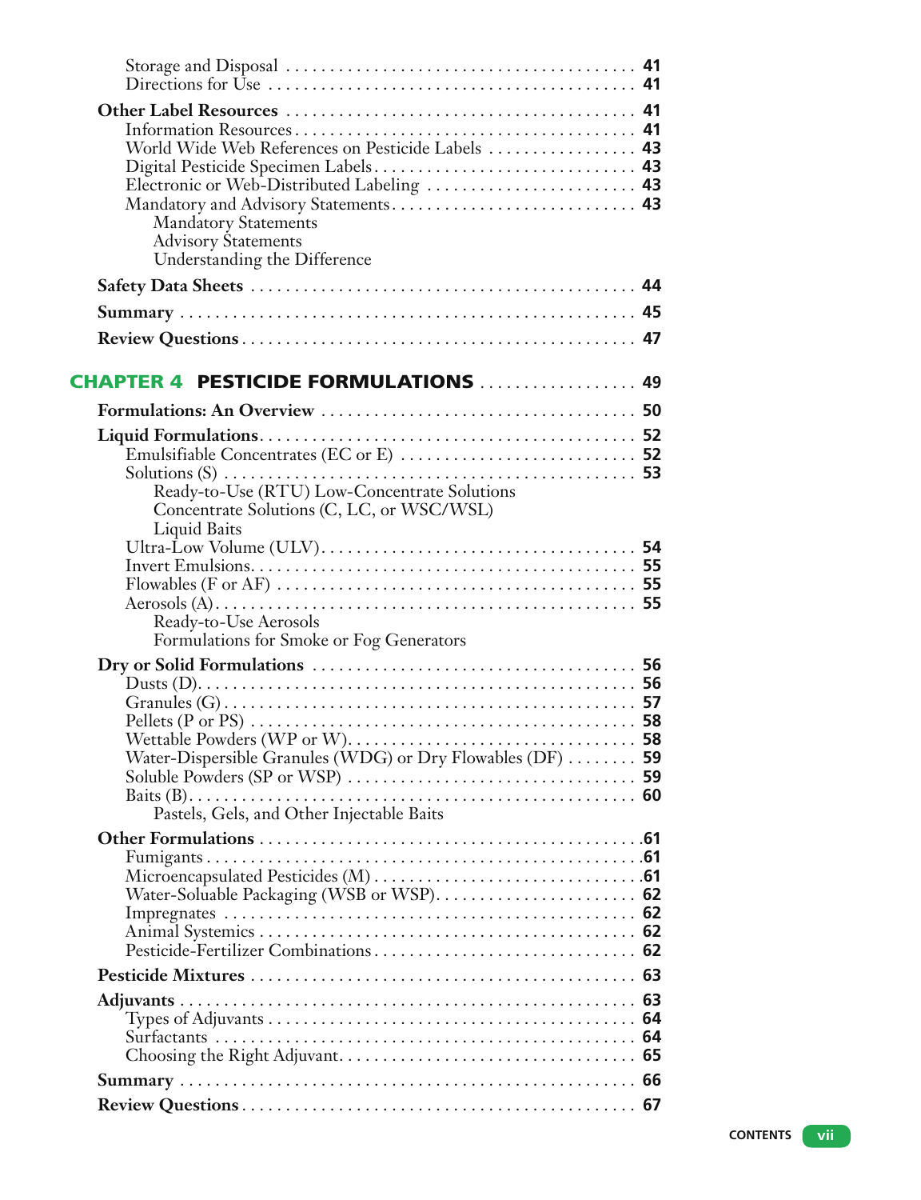- Storage and Disposal ........ 41
- Directions for Use ........ 41

**Other Label Resources** ........ 41

- Information Resources ........ 41
- World Wide Web References on Pesticide Labels ........ 43
- Digital Pesticide Specimen Labels ........ 43
- Electronic or Web-Distributed Labeling ........ 43
- Mandatory and Advisory Statements ........ 43
  - Mandatory Statements
  - Advisory Statements
  - Understanding the Difference

**Safety Data Sheets** ........ 44

**Summary** ........ 45

**Review Questions** ........ 47

## CHAPTER 4 PESTICIDE FORMULATIONS ........ 49

**Formulations: An Overview** ........ 50

**Liquid Formulations** ........ 52

- Emulsifiable Concentrates (EC or E) ........ 52
- Solutions (S) ........ 53
  - Ready-to-Use (RTU) Low-Concentrate Solutions
  - Concentrate Solutions (C, LC, or WSC/WSL)
  - Liquid Baits
- Ultra-Low Volume (ULV) ........ 54
- Invert Emulsions ........ 55
- Flowables (F or AF) ........ 55
- Aerosols (A) ........ 55
  - Ready-to-Use Aerosols
  - Formulations for Smoke or Fog Generators

**Dry or Solid Formulations** ........ 56

- Dusts (D) ........ 56
- Granules (G) ........ 57
- Pellets (P or PS) ........ 58
- Wettable Powders (WP or W) ........ 58
- Water-Dispersible Granules (WDG) or Dry Flowables (DF) ........ 59
- Soluble Powders (SP or WSP) ........ 59
- Baits (B) ........ 60
  - Pastels, Gels, and Other Injectable Baits

**Other Formulations** ........ 61

- Fumigants ........ 61
- Microencapsulated Pesticides (M) ........ 61
- Water-Soluable Packaging (WSB or WSP) ........ 62
- Impregnates ........ 62
- Animal Systemics ........ 62
- Pesticide-Fertilizer Combinations ........ 62

**Pesticide Mixtures** ........ 63

**Adjuvants** ........ 63

- Types of Adjuvants ........ 64
- Surfactants ........ 64
- Choosing the Right Adjuvant ........ 65

**Summary** ........ 66

**Review Questions** ........ 67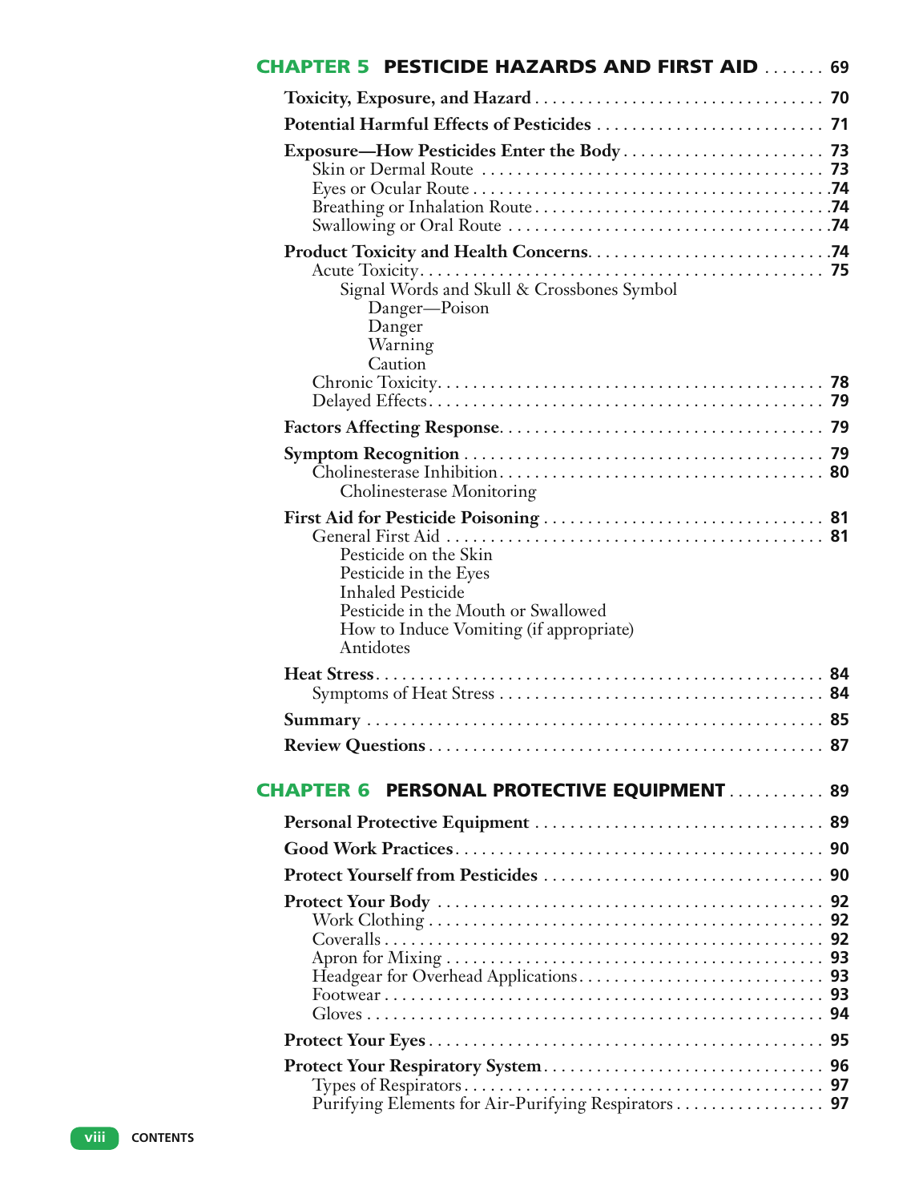## CHAPTER 5 PESTICIDE HAZARDS AND FIRST AID ....... 69

**Toxicity, Exposure, and Hazard** ................................ 70

**Potential Harmful Effects of Pesticides** .......................... 71

**Exposure—How Pesticides Enter the Body** ....................... 73
- Skin or Dermal Route ...................................... 73
- Eyes or Ocular Route ....................................... 74
- Breathing or Inhalation Route ................................ 74
- Swallowing or Oral Route .................................... 74

**Product Toxicity and Health Concerns** ............................ 74
- Acute Toxicity ............................................. 75
  - Signal Words and Skull & Crossbones Symbol
    - Danger—Poison
    - Danger
    - Warning
    - Caution
- Chronic Toxicity ........................................... 78
- Delayed Effects ............................................ 79

**Factors Affecting Response** ...................................... 79

**Symptom Recognition** ............................................ 79
- Cholinesterase Inhibition .................................... 80
  - Cholinesterase Monitoring

**First Aid for Pesticide Poisoning** ................................ 81
- General First Aid .......................................... 81
  - Pesticide on the Skin
  - Pesticide in the Eyes
  - Inhaled Pesticide
  - Pesticide in the Mouth or Swallowed
  - How to Induce Vomiting (if appropriate)
  - Antidotes

**Heat Stress** ................................................... 84
- Symptoms of Heat Stress ..................................... 84

**Summary** ....................................................... 85

**Review Questions** ............................................... 87

## CHAPTER 6 PERSONAL PROTECTIVE EQUIPMENT ........... 89

**Personal Protective Equipment** .................................. 89

**Good Work Practices** ............................................ 90

**Protect Yourself from Pesticides** ................................ 90

**Protect Your Body** ............................................. 92
- Work Clothing ............................................. 92
- Coveralls ................................................. 92
- Apron for Mixing ........................................... 93
- Headgear for Overhead Applications ........................... 93
- Footwear .................................................. 93
- Gloves .................................................... 94

**Protect Your Eyes** ............................................. 95

**Protect Your Respiratory System** ................................ 96
- Types of Respirators ........................................ 97
- Purifying Elements for Air-Purifying Respirators ................. 97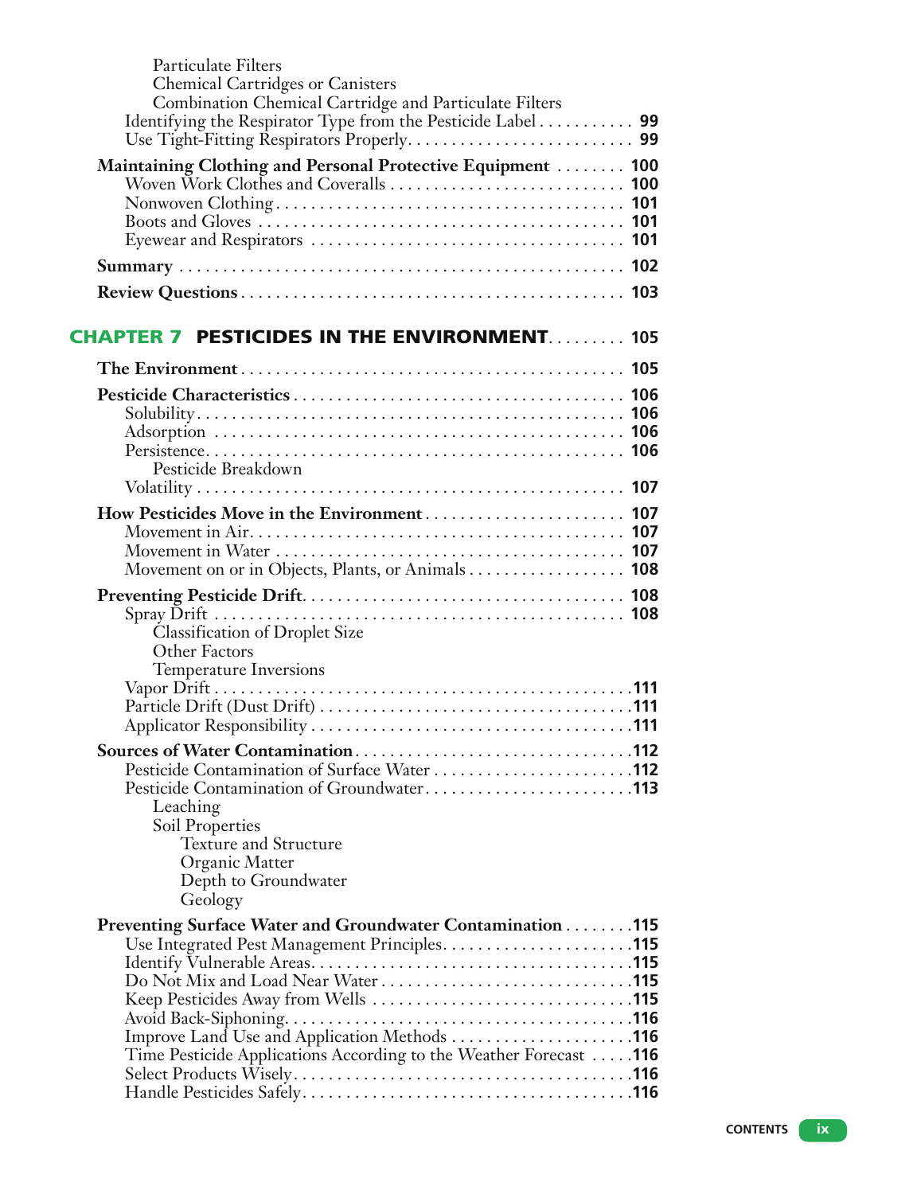Particulate Filters
Chemical Cartridges or Canisters
Combination Chemical Cartridge and Particulate Filters
Identifying the Respirator Type from the Pesticide Label . . . . . . . . . . . **99**
Use Tight-Fitting Respirators Properly . . . . . . . . . . . . . . . . . . . . . . . . . **99**

**Maintaining Clothing and Personal Protective Equipment** . . . . . . . . **100**
Woven Work Clothes and Coveralls . . . . . . . . . . . . . . . . . . . . . . . . . . **100**
Nonwoven Clothing . . . . . . . . . . . . . . . . . . . . . . . . . . . . . . . . . . . . . **101**
Boots and Gloves . . . . . . . . . . . . . . . . . . . . . . . . . . . . . . . . . . . . . . **101**
Eyewear and Respirators . . . . . . . . . . . . . . . . . . . . . . . . . . . . . . . . . **101**

**Summary** . . . . . . . . . . . . . . . . . . . . . . . . . . . . . . . . . . . . . . . . . . . . **102**

**Review Questions** . . . . . . . . . . . . . . . . . . . . . . . . . . . . . . . . . . . . . . **103**

## CHAPTER 7 PESTICIDES IN THE ENVIRONMENT . . . . . . . . . 105

**The Environment** . . . . . . . . . . . . . . . . . . . . . . . . . . . . . . . . . . . . . . . **105**

**Pesticide Characteristics** . . . . . . . . . . . . . . . . . . . . . . . . . . . . . . . . . . **106**
Solubility . . . . . . . . . . . . . . . . . . . . . . . . . . . . . . . . . . . . . . . . . . . . . **106**
Adsorption . . . . . . . . . . . . . . . . . . . . . . . . . . . . . . . . . . . . . . . . . . . . **106**
Persistence . . . . . . . . . . . . . . . . . . . . . . . . . . . . . . . . . . . . . . . . . . . . **106**
Pesticide Breakdown
Volatility . . . . . . . . . . . . . . . . . . . . . . . . . . . . . . . . . . . . . . . . . . . . . . **107**

**How Pesticides Move in the Environment** . . . . . . . . . . . . . . . . . . . . . . **107**
Movement in Air . . . . . . . . . . . . . . . . . . . . . . . . . . . . . . . . . . . . . . . . . **107**
Movement in Water . . . . . . . . . . . . . . . . . . . . . . . . . . . . . . . . . . . . . . . **107**
Movement on or in Objects, Plants, or Animals . . . . . . . . . . . . . . . . . . **108**

**Preventing Pesticide Drift** . . . . . . . . . . . . . . . . . . . . . . . . . . . . . . . . . . **108**
Spray Drift . . . . . . . . . . . . . . . . . . . . . . . . . . . . . . . . . . . . . . . . . . . . . **108**
Classification of Droplet Size
Other Factors
Temperature Inversions
Vapor Drift . . . . . . . . . . . . . . . . . . . . . . . . . . . . . . . . . . . . . . . . . . . . . **111**
Particle Drift (Dust Drift) . . . . . . . . . . . . . . . . . . . . . . . . . . . . . . . . . . . **111**
Applicator Responsibility . . . . . . . . . . . . . . . . . . . . . . . . . . . . . . . . . . . **111**

**Sources of Water Contamination** . . . . . . . . . . . . . . . . . . . . . . . . . . . . . **112**
Pesticide Contamination of Surface Water . . . . . . . . . . . . . . . . . . . . . . . **112**
Pesticide Contamination of Groundwater . . . . . . . . . . . . . . . . . . . . . . . . **113**
Leaching
Soil Properties
Texture and Structure
Organic Matter
Depth to Groundwater
Geology

**Preventing Surface Water and Groundwater Contamination** . . . . . . . . **115**
Use Integrated Pest Management Principles . . . . . . . . . . . . . . . . . . . . . . **115**
Identify Vulnerable Areas . . . . . . . . . . . . . . . . . . . . . . . . . . . . . . . . . . . **115**
Do Not Mix and Load Near Water . . . . . . . . . . . . . . . . . . . . . . . . . . . . . **115**
Keep Pesticides Away from Wells . . . . . . . . . . . . . . . . . . . . . . . . . . . . . **115**
Avoid Back-Siphoning . . . . . . . . . . . . . . . . . . . . . . . . . . . . . . . . . . . . . **116**
Improve Land Use and Application Methods . . . . . . . . . . . . . . . . . . . . . **116**
Time Pesticide Applications According to the Weather Forecast . . . . . **116**
Select Products Wisely . . . . . . . . . . . . . . . . . . . . . . . . . . . . . . . . . . . . . **116**
Handle Pesticides Safely . . . . . . . . . . . . . . . . . . . . . . . . . . . . . . . . . . . . **116**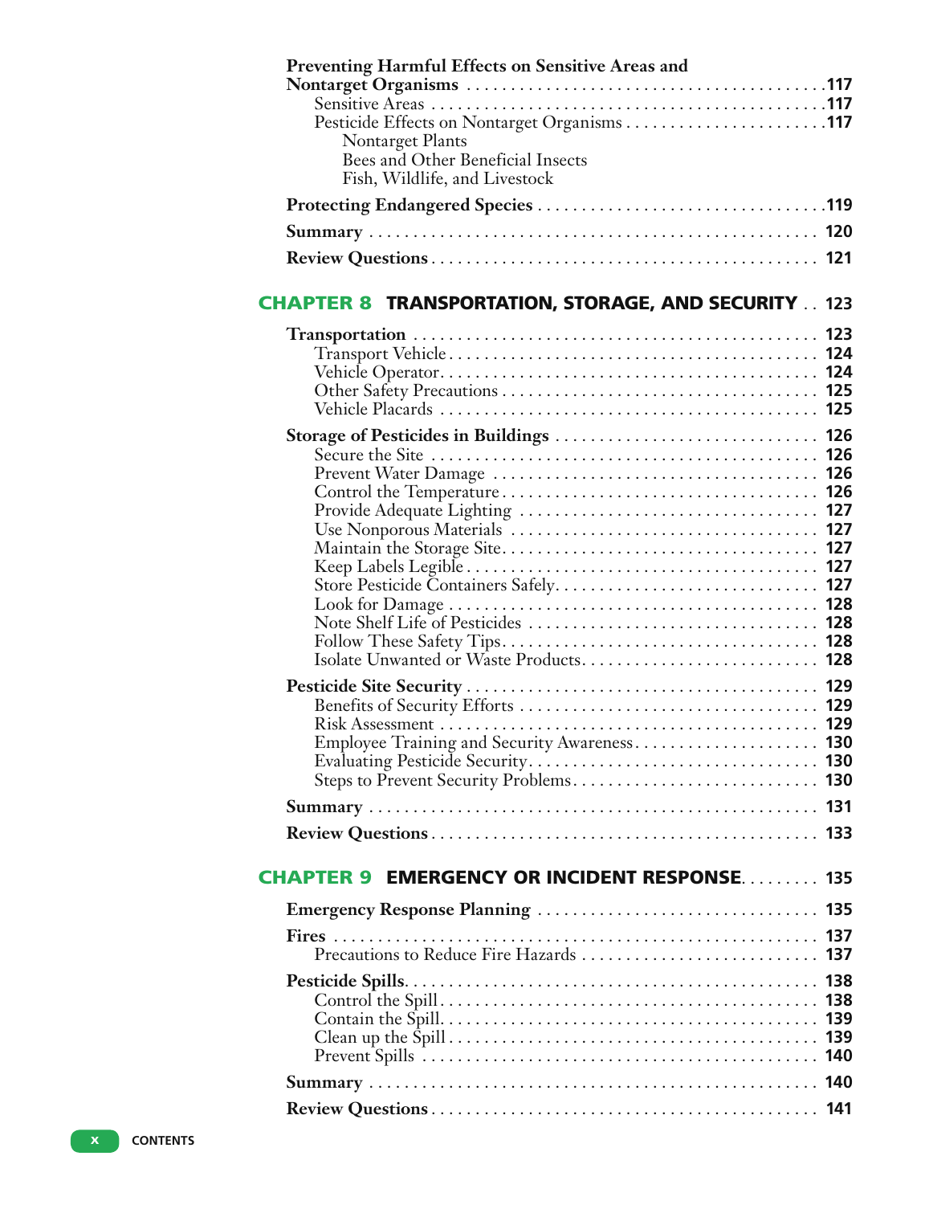**Preventing Harmful Effects on Sensitive Areas and Nontarget Organisms** . . . . . . . . . . . . . . . . . . . . . . . . . . . . . . . . . . . . . . . .117

Sensitive Areas . . . . . . . . . . . . . . . . . . . . . . . . . . . . . . . . . . . . . . . . . . . . .117

Pesticide Effects on Nontarget Organisms . . . . . . . . . . . . . . . . . . . . . . .117

Nontarget Plants

Bees and Other Beneficial Insects

Fish, Wildlife, and Livestock

**Protecting Endangered Species** . . . . . . . . . . . . . . . . . . . . . . . . . . . . . . . .119

**Summary** . . . . . . . . . . . . . . . . . . . . . . . . . . . . . . . . . . . . . . . . . . . . . . . . . . 120

**Review Questions** . . . . . . . . . . . . . . . . . . . . . . . . . . . . . . . . . . . . . . . . . . . 121

## CHAPTER 8 TRANSPORTATION, STORAGE, AND SECURITY . . 123

**Transportation** . . . . . . . . . . . . . . . . . . . . . . . . . . . . . . . . . . . . . . . . . . . . . . 123

Transport Vehicle . . . . . . . . . . . . . . . . . . . . . . . . . . . . . . . . . . . . . . . . . . . . 124

Vehicle Operator. . . . . . . . . . . . . . . . . . . . . . . . . . . . . . . . . . . . . . . . . . . . . 124

Other Safety Precautions . . . . . . . . . . . . . . . . . . . . . . . . . . . . . . . . . . . . . 125

Vehicle Placards . . . . . . . . . . . . . . . . . . . . . . . . . . . . . . . . . . . . . . . . . . . . . 125

**Storage of Pesticides in Buildings** . . . . . . . . . . . . . . . . . . . . . . . . . . . . . . 126

Secure the Site . . . . . . . . . . . . . . . . . . . . . . . . . . . . . . . . . . . . . . . . . . . . . . 126

Prevent Water Damage . . . . . . . . . . . . . . . . . . . . . . . . . . . . . . . . . . . . . . . 126

Control the Temperature . . . . . . . . . . . . . . . . . . . . . . . . . . . . . . . . . . . . . . 126

Provide Adequate Lighting . . . . . . . . . . . . . . . . . . . . . . . . . . . . . . . . . . . . 127

Use Nonporous Materials . . . . . . . . . . . . . . . . . . . . . . . . . . . . . . . . . . . . . 127

Maintain the Storage Site. . . . . . . . . . . . . . . . . . . . . . . . . . . . . . . . . . . . . . 127

Keep Labels Legible . . . . . . . . . . . . . . . . . . . . . . . . . . . . . . . . . . . . . . . . . . 127

Store Pesticide Containers Safely. . . . . . . . . . . . . . . . . . . . . . . . . . . . . . . . 127

Look for Damage . . . . . . . . . . . . . . . . . . . . . . . . . . . . . . . . . . . . . . . . . . . . 128

Note Shelf Life of Pesticides . . . . . . . . . . . . . . . . . . . . . . . . . . . . . . . . . . . 128

Follow These Safety Tips. . . . . . . . . . . . . . . . . . . . . . . . . . . . . . . . . . . . . . 128

Isolate Unwanted or Waste Products. . . . . . . . . . . . . . . . . . . . . . . . . . . . . 128

**Pesticide Site Security** . . . . . . . . . . . . . . . . . . . . . . . . . . . . . . . . . . . . . . . . 129

Benefits of Security Efforts . . . . . . . . . . . . . . . . . . . . . . . . . . . . . . . . . . . . 129

Risk Assessment . . . . . . . . . . . . . . . . . . . . . . . . . . . . . . . . . . . . . . . . . . . . . 129

Employee Training and Security Awareness. . . . . . . . . . . . . . . . . . . . . . . 130

Evaluating Pesticide Security. . . . . . . . . . . . . . . . . . . . . . . . . . . . . . . . . . . 130

Steps to Prevent Security Problems. . . . . . . . . . . . . . . . . . . . . . . . . . . . . . 130

**Summary** . . . . . . . . . . . . . . . . . . . . . . . . . . . . . . . . . . . . . . . . . . . . . . . . . . 131

**Review Questions** . . . . . . . . . . . . . . . . . . . . . . . . . . . . . . . . . . . . . . . . . . . 133

## CHAPTER 9 EMERGENCY OR INCIDENT RESPONSE. . . . . . . . . 135

**Emergency Response Planning** . . . . . . . . . . . . . . . . . . . . . . . . . . . . . . . . 135

**Fires** . . . . . . . . . . . . . . . . . . . . . . . . . . . . . . . . . . . . . . . . . . . . . . . . . . . . . . 137

Precautions to Reduce Fire Hazards . . . . . . . . . . . . . . . . . . . . . . . . . . . . 137

**Pesticide Spills**. . . . . . . . . . . . . . . . . . . . . . . . . . . . . . . . . . . . . . . . . . . . . . . 138

Control the Spill. . . . . . . . . . . . . . . . . . . . . . . . . . . . . . . . . . . . . . . . . . . . . 138

Contain the Spill. . . . . . . . . . . . . . . . . . . . . . . . . . . . . . . . . . . . . . . . . . . . . 139

Clean up the Spill . . . . . . . . . . . . . . . . . . . . . . . . . . . . . . . . . . . . . . . . . . . . 139

Prevent Spills . . . . . . . . . . . . . . . . . . . . . . . . . . . . . . . . . . . . . . . . . . . . . . . 140

**Summary** . . . . . . . . . . . . . . . . . . . . . . . . . . . . . . . . . . . . . . . . . . . . . . . . . . 140

**Review Questions** . . . . . . . . . . . . . . . . . . . . . . . . . . . . . . . . . . . . . . . . . . . 141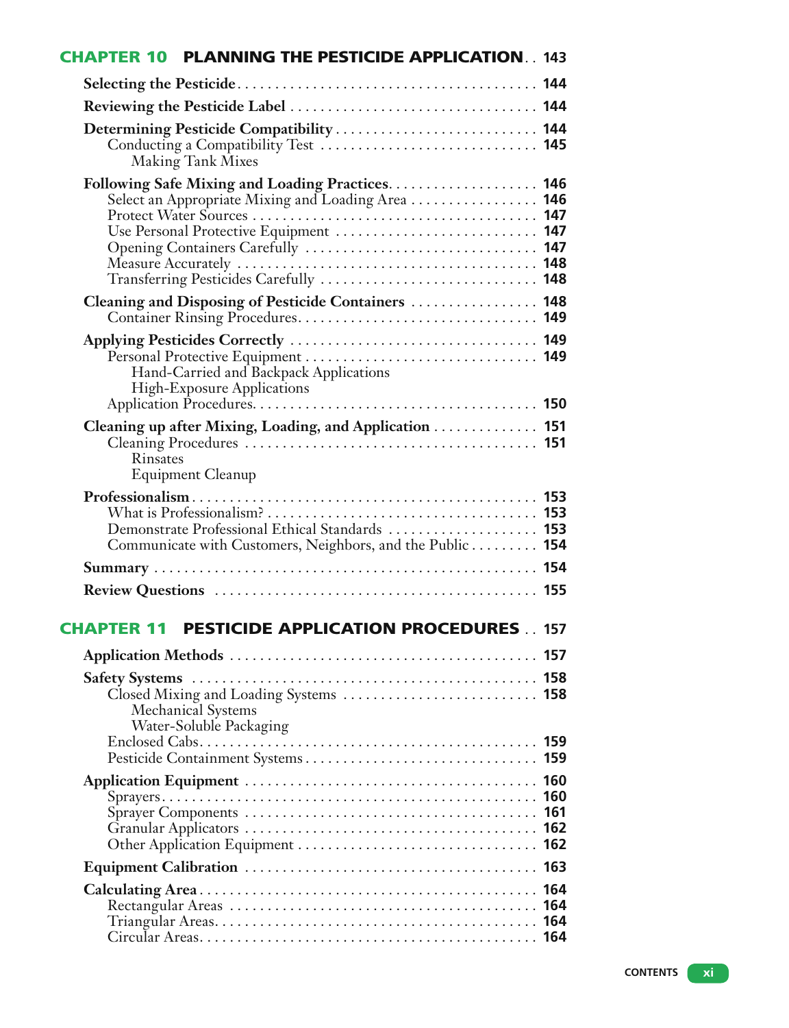## CHAPTER 10 PLANNING THE PESTICIDE APPLICATION . . 143

**Selecting the Pesticide** . . . . . . . . . . . . . . . . . . . . . . . . . . . . . . . . . . . . . . **144**

**Reviewing the Pesticide Label** . . . . . . . . . . . . . . . . . . . . . . . . . . . . . . . . . **144**

**Determining Pesticide Compatibility** . . . . . . . . . . . . . . . . . . . . . . . . . . . **144**
- Conducting a Compatibility Test . . . . . . . . . . . . . . . . . . . . . . . . . . . . **145**
  - Making Tank Mixes

**Following Safe Mixing and Loading Practices** . . . . . . . . . . . . . . . . . . . . **146**
- Select an Appropriate Mixing and Loading Area . . . . . . . . . . . . . . . . . **146**
- Protect Water Sources . . . . . . . . . . . . . . . . . . . . . . . . . . . . . . . . . . . . . **147**
- Use Personal Protective Equipment . . . . . . . . . . . . . . . . . . . . . . . . . . **147**
- Opening Containers Carefully . . . . . . . . . . . . . . . . . . . . . . . . . . . . . . **147**
- Measure Accurately . . . . . . . . . . . . . . . . . . . . . . . . . . . . . . . . . . . . . . **148**
- Transferring Pesticides Carefully . . . . . . . . . . . . . . . . . . . . . . . . . . . . **148**

**Cleaning and Disposing of Pesticide Containers** . . . . . . . . . . . . . . . . . **148**
- Container Rinsing Procedures. . . . . . . . . . . . . . . . . . . . . . . . . . . . . . . . **149**

**Applying Pesticides Correctly** . . . . . . . . . . . . . . . . . . . . . . . . . . . . . . . . **149**
- Personal Protective Equipment . . . . . . . . . . . . . . . . . . . . . . . . . . . . . . **149**
  - Hand-Carried and Backpack Applications
  - High-Exposure Applications
- Application Procedures. . . . . . . . . . . . . . . . . . . . . . . . . . . . . . . . . . . . . **150**

**Cleaning up after Mixing, Loading, and Application** . . . . . . . . . . . . . . **151**
- Cleaning Procedures . . . . . . . . . . . . . . . . . . . . . . . . . . . . . . . . . . . . . . **151**
  - Rinsates
  - Equipment Cleanup

**Professionalism** . . . . . . . . . . . . . . . . . . . . . . . . . . . . . . . . . . . . . . . . . . . . **153**
- What is Professionalism? . . . . . . . . . . . . . . . . . . . . . . . . . . . . . . . . . . . **153**
- Demonstrate Professional Ethical Standards . . . . . . . . . . . . . . . . . . . . **153**
- Communicate with Customers, Neighbors, and the Public . . . . . . . . . **154**

**Summary** . . . . . . . . . . . . . . . . . . . . . . . . . . . . . . . . . . . . . . . . . . . . . . . . . **154**

**Review Questions** . . . . . . . . . . . . . . . . . . . . . . . . . . . . . . . . . . . . . . . . . . **155**

## CHAPTER 11 PESTICIDE APPLICATION PROCEDURES . . 157

**Application Methods** . . . . . . . . . . . . . . . . . . . . . . . . . . . . . . . . . . . . . . . . **157**

**Safety Systems** . . . . . . . . . . . . . . . . . . . . . . . . . . . . . . . . . . . . . . . . . . . . . **158**
- Closed Mixing and Loading Systems . . . . . . . . . . . . . . . . . . . . . . . . . . **158**
  - Mechanical Systems
  - Water-Soluble Packaging
- Enclosed Cabs. . . . . . . . . . . . . . . . . . . . . . . . . . . . . . . . . . . . . . . . . . . . **159**
- Pesticide Containment Systems . . . . . . . . . . . . . . . . . . . . . . . . . . . . . . **159**

**Application Equipment** . . . . . . . . . . . . . . . . . . . . . . . . . . . . . . . . . . . . . . **160**
- Sprayers. . . . . . . . . . . . . . . . . . . . . . . . . . . . . . . . . . . . . . . . . . . . . . . . . **160**
- Sprayer Components . . . . . . . . . . . . . . . . . . . . . . . . . . . . . . . . . . . . . . **161**
- Granular Applicators . . . . . . . . . . . . . . . . . . . . . . . . . . . . . . . . . . . . . . **162**
- Other Application Equipment . . . . . . . . . . . . . . . . . . . . . . . . . . . . . . . **162**

**Equipment Calibration** . . . . . . . . . . . . . . . . . . . . . . . . . . . . . . . . . . . . . . . **163**

**Calculating Area** . . . . . . . . . . . . . . . . . . . . . . . . . . . . . . . . . . . . . . . . . . . . **164**
- Rectangular Areas . . . . . . . . . . . . . . . . . . . . . . . . . . . . . . . . . . . . . . . . **164**
- Triangular Areas. . . . . . . . . . . . . . . . . . . . . . . . . . . . . . . . . . . . . . . . . . **164**
- Circular Areas. . . . . . . . . . . . . . . . . . . . . . . . . . . . . . . . . . . . . . . . . . . . **164**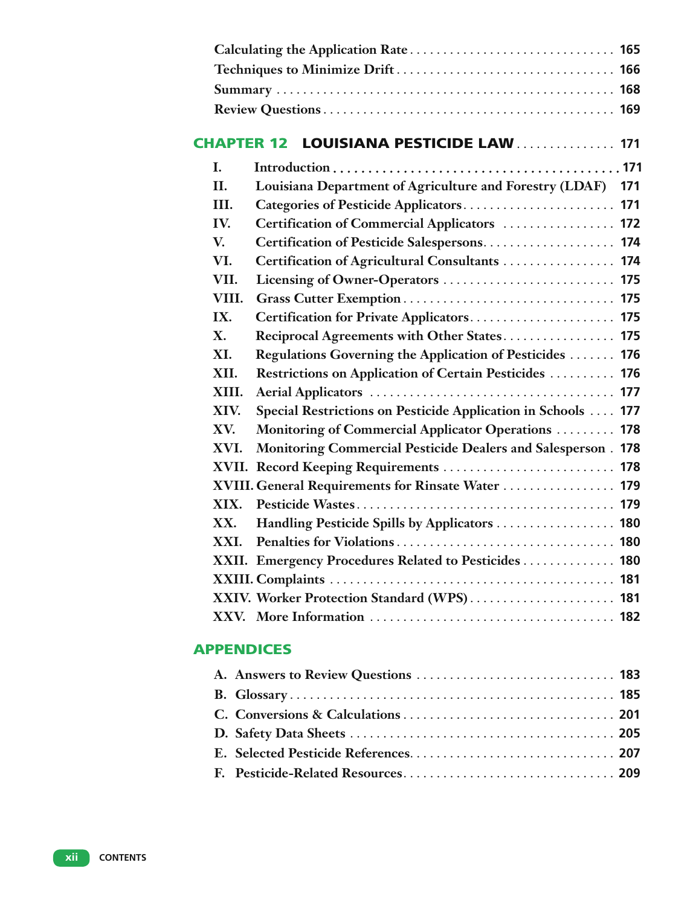Calculating the Application Rate . . . . . . . . . . . . . . . . . . . . . . . . . . . . . . . 165
Techniques to Minimize Drift . . . . . . . . . . . . . . . . . . . . . . . . . . . . . . . . 166
Summary . . . . . . . . . . . . . . . . . . . . . . . . . . . . . . . . . . . . . . . . . . . . . . . . 168
Review Questions . . . . . . . . . . . . . . . . . . . . . . . . . . . . . . . . . . . . . . . . . . 169

## CHAPTER 12 LOUISIANA PESTICIDE LAW . . . . . . . . . . . . . . . 171

I. Introduction . . . . . . . . . . . . . . . . . . . . . . . . . . . . . . . . . . . . . . . . . 171
II. Louisiana Department of Agriculture and Forestry (LDAF) 171
III. Categories of Pesticide Applicators . . . . . . . . . . . . . . . . . . . . . . . 171
IV. Certification of Commercial Applicators . . . . . . . . . . . . . . . . . 172
V. Certification of Pesticide Salespersons . . . . . . . . . . . . . . . . . . . . 174
VI. Certification of Agricultural Consultants . . . . . . . . . . . . . . . . . 174
VII. Licensing of Owner-Operators . . . . . . . . . . . . . . . . . . . . . . . . . . 175
VIII. Grass Cutter Exemption . . . . . . . . . . . . . . . . . . . . . . . . . . . . . . . . 175
IX. Certification for Private Applicators . . . . . . . . . . . . . . . . . . . . . . 175
X. Reciprocal Agreements with Other States . . . . . . . . . . . . . . . . . 175
XI. Regulations Governing the Application of Pesticides . . . . . . . 176
XII. Restrictions on Application of Certain Pesticides . . . . . . . . . . 176
XIII. Aerial Applicators . . . . . . . . . . . . . . . . . . . . . . . . . . . . . . . . . . . . 177
XIV. Special Restrictions on Pesticide Application in Schools . . . . 177
XV. Monitoring of Commercial Applicator Operations . . . . . . . . . 178
XVI. Monitoring Commercial Pesticide Dealers and Salesperson . 178
XVII. Record Keeping Requirements . . . . . . . . . . . . . . . . . . . . . . . . . . 178
XVIII. General Requirements for Rinsate Water . . . . . . . . . . . . . . . . . 179
XIX. Pesticide Wastes . . . . . . . . . . . . . . . . . . . . . . . . . . . . . . . . . . . . . 179
XX. Handling Pesticide Spills by Applicators . . . . . . . . . . . . . . . . . . 180
XXI. Penalties for Violations . . . . . . . . . . . . . . . . . . . . . . . . . . . . . . . . 180
XXII. Emergency Procedures Related to Pesticides . . . . . . . . . . . . . . 180
XXIII. Complaints . . . . . . . . . . . . . . . . . . . . . . . . . . . . . . . . . . . . . . . . . 181
XXIV. Worker Protection Standard (WPS) . . . . . . . . . . . . . . . . . . . . . . 181
XXV. More Information . . . . . . . . . . . . . . . . . . . . . . . . . . . . . . . . . . . . 182

## APPENDICES

A. Answers to Review Questions . . . . . . . . . . . . . . . . . . . . . . . . . . . . . 183
B. Glossary . . . . . . . . . . . . . . . . . . . . . . . . . . . . . . . . . . . . . . . . . . . . . . . 185
C. Conversions & Calculations . . . . . . . . . . . . . . . . . . . . . . . . . . . . . . . 201
D. Safety Data Sheets . . . . . . . . . . . . . . . . . . . . . . . . . . . . . . . . . . . . . . 205
E. Selected Pesticide References. . . . . . . . . . . . . . . . . . . . . . . . . . . . . . . 207
F. Pesticide-Related Resources. . . . . . . . . . . . . . . . . . . . . . . . . . . . . . . . 209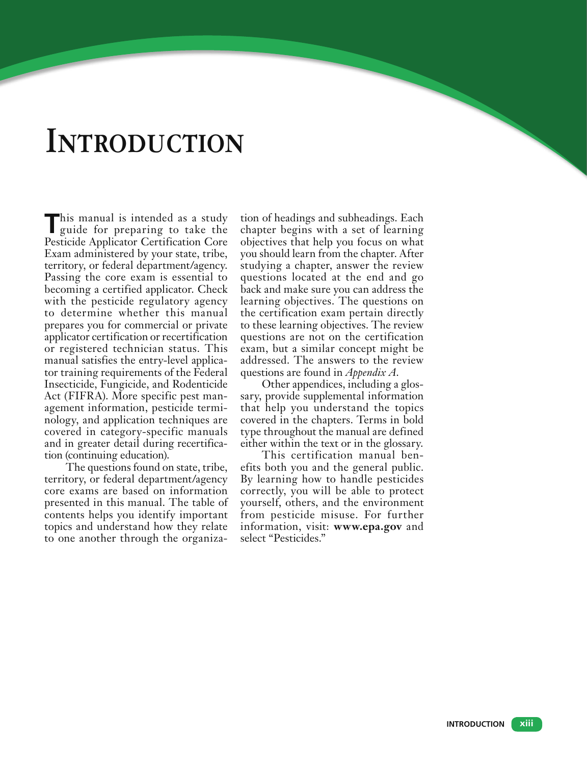# Introduction

This manual is intended as a study guide for preparing to take the Pesticide Applicator Certification Core Exam administered by your state, tribe, territory, or federal department/agency. Passing the core exam is essential to becoming a certified applicator. Check with the pesticide regulatory agency to determine whether this manual prepares you for commercial or private applicator certification or recertification or registered technician status. This manual satisfies the entry-level applicator training requirements of the Federal Insecticide, Fungicide, and Rodenticide Act (FIFRA). More specific pest management information, pesticide terminology, and application techniques are covered in category-specific manuals and in greater detail during recertification (continuing education).

The questions found on state, tribe, territory, or federal department/agency core exams are based on information presented in this manual. The table of contents helps you identify important topics and understand how they relate to one another through the organization of headings and subheadings. Each chapter begins with a set of learning objectives that help you focus on what you should learn from the chapter. After studying a chapter, answer the review questions located at the end and go back and make sure you can address the learning objectives. The questions on the certification exam pertain directly to these learning objectives. The review questions are not on the certification exam, but a similar concept might be addressed. The answers to the review questions are found in *Appendix A*.

Other appendices, including a glossary, provide supplemental information that help you understand the topics covered in the chapters. Terms in bold type throughout the manual are defined either within the text or in the glossary.

This certification manual benefits both you and the general public. By learning how to handle pesticides correctly, you will be able to protect yourself, others, and the environment from pesticide misuse. For further information, visit: **www.epa.gov** and select "Pesticides."